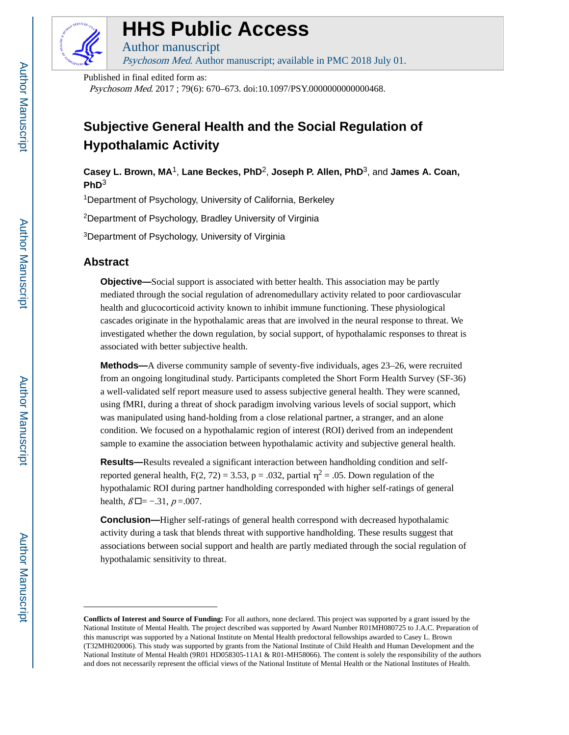# HHS Public Access

Author manuscript

*Psychosom Med*. Author manuscript; available in PMC 2018 July 01.

Published in final edited form as:

*Psychosom Med*. 2017 ; 79(6): 670–673. doi:10.1097/PSY.0000000000000468.

## Subjective General Health and the Social Regulation of Hypothalamic Activity

**Casey L. Brown, MA**[1], **Lane Beckes, PhD**[2], **Joseph P. Allen, PhD**[3], and **James A. Coan, PhD**[3]

[1]Department of Psychology, University of California, Berkeley

[2]Department of Psychology, Bradley University of Virginia

[3]Department of Psychology, University of Virginia

## Abstract

**Objective—**Social support is associated with better health. This association may be partly mediated through the social regulation of adrenomedullary activity related to poor cardiovascular health and glucocorticoid activity known to inhibit immune functioning. These physiological cascades originate in the hypothalamic areas that are involved in the neural response to threat. We investigated whether the down regulation, by social support, of hypothalamic responses to threat is associated with better subjective health.

**Methods—**A diverse community sample of seventy-five individuals, ages 23–26, were recruited from an ongoing longitudinal study. Participants completed the Short Form Health Survey (SF-36) a well-validated self report measure used to assess subjective general health. They were scanned, using fMRI, during a threat of shock paradigm involving various levels of social support, which was manipulated using hand-holding from a close relational partner, a stranger, and an alone condition. We focused on a hypothalamic region of interest (ROI) derived from an independent sample to examine the association between hypothalamic activity and subjective general health.

**Results—**Results revealed a significant interaction between handholding condition and self-reported general health, $F(2, 72) = 3.53$, $p = .032$, partial $\eta^2 = .05$. Down regulation of the hypothalamic ROI during partner handholding corresponded with higher self-ratings of general health, $\beta$□= −.31, $p$ =.007.

**Conclusion—**Higher self-ratings of general health correspond with decreased hypothalamic activity during a task that blends threat with supportive handholding. These results suggest that associations between social support and health are partly mediated through the social regulation of hypothalamic sensitivity to threat.

**Conflicts of Interest and Source of Funding:** For all authors, none declared. This project was supported by a grant issued by the National Institute of Mental Health. The project described was supported by Award Number R01MH080725 to J.A.C. Preparation of this manuscript was supported by a National Institute on Mental Health predoctoral fellowships awarded to Casey L. Brown (T32MH020006). This study was supported by grants from the National Institute of Child Health and Human Development and the National Institute of Mental Health (9R01 HD058305-11A1 & R01-MH58066). The content is solely the responsibility of the authors and does not necessarily represent the official views of the National Institute of Mental Health or the National Institutes of Health.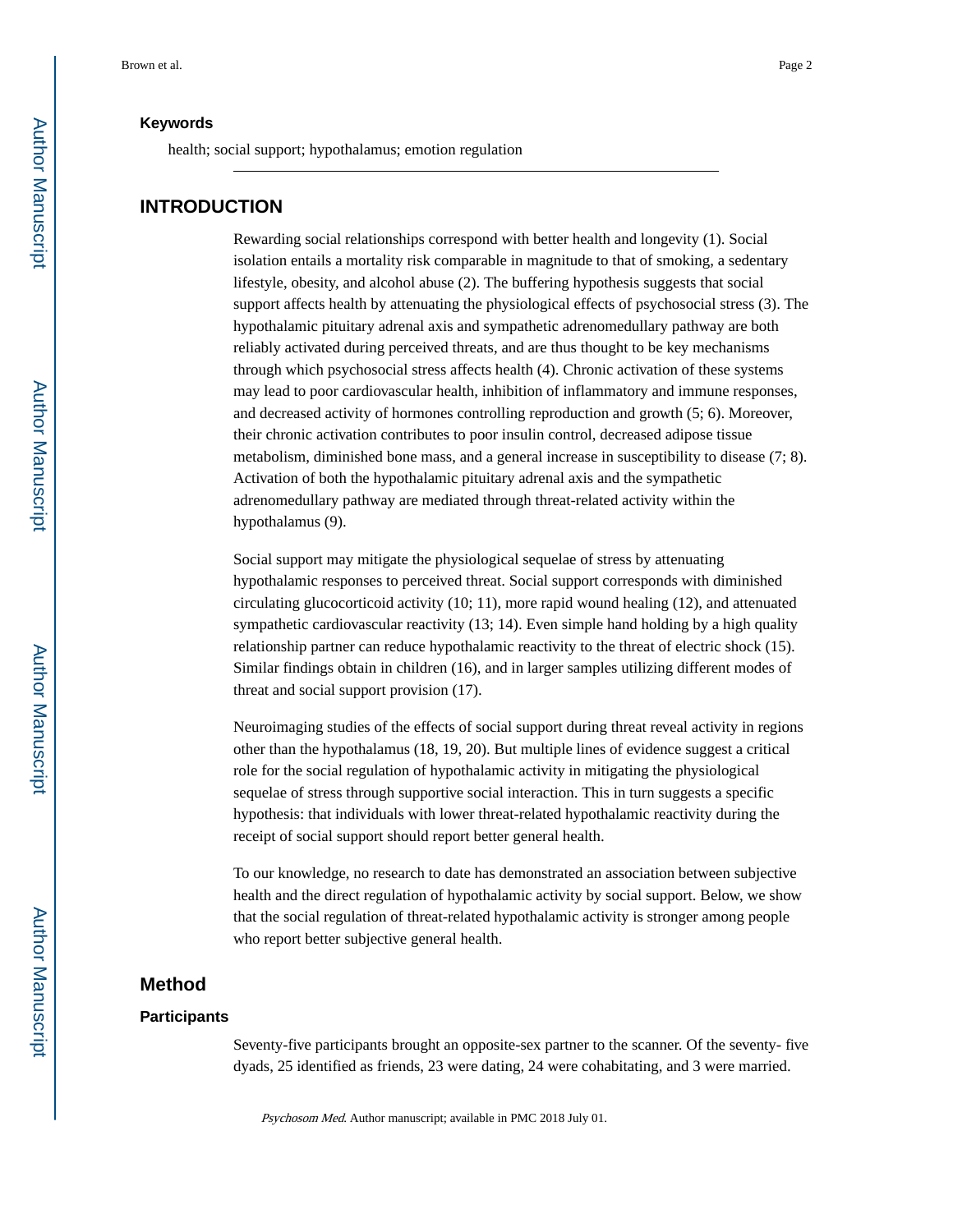### Keywords

health; social support; hypothalamus; emotion regulation

## INTRODUCTION

Rewarding social relationships correspond with better health and longevity (1). Social isolation entails a mortality risk comparable in magnitude to that of smoking, a sedentary lifestyle, obesity, and alcohol abuse (2). The buffering hypothesis suggests that social support affects health by attenuating the physiological effects of psychosocial stress (3). The hypothalamic pituitary adrenal axis and sympathetic adrenomedullary pathway are both reliably activated during perceived threats, and are thus thought to be key mechanisms through which psychosocial stress affects health (4). Chronic activation of these systems may lead to poor cardiovascular health, inhibition of inflammatory and immune responses, and decreased activity of hormones controlling reproduction and growth (5; 6). Moreover, their chronic activation contributes to poor insulin control, decreased adipose tissue metabolism, diminished bone mass, and a general increase in susceptibility to disease (7; 8). Activation of both the hypothalamic pituitary adrenal axis and the sympathetic adrenomedullary pathway are mediated through threat-related activity within the hypothalamus (9).

Social support may mitigate the physiological sequelae of stress by attenuating hypothalamic responses to perceived threat. Social support corresponds with diminished circulating glucocorticoid activity (10; 11), more rapid wound healing (12), and attenuated sympathetic cardiovascular reactivity (13; 14). Even simple hand holding by a high quality relationship partner can reduce hypothalamic reactivity to the threat of electric shock (15). Similar findings obtain in children (16), and in larger samples utilizing different modes of threat and social support provision (17).

Neuroimaging studies of the effects of social support during threat reveal activity in regions other than the hypothalamus (18, 19, 20). But multiple lines of evidence suggest a critical role for the social regulation of hypothalamic activity in mitigating the physiological sequelae of stress through supportive social interaction. This in turn suggests a specific hypothesis: that individuals with lower threat-related hypothalamic reactivity during the receipt of social support should report better general health.

To our knowledge, no research to date has demonstrated an association between subjective health and the direct regulation of hypothalamic activity by social support. Below, we show that the social regulation of threat-related hypothalamic activity is stronger among people who report better subjective general health.

## Method

### Participants

Seventy-five participants brought an opposite-sex partner to the scanner. Of the seventy- five dyads, 25 identified as friends, 23 were dating, 24 were cohabitating, and 3 were married.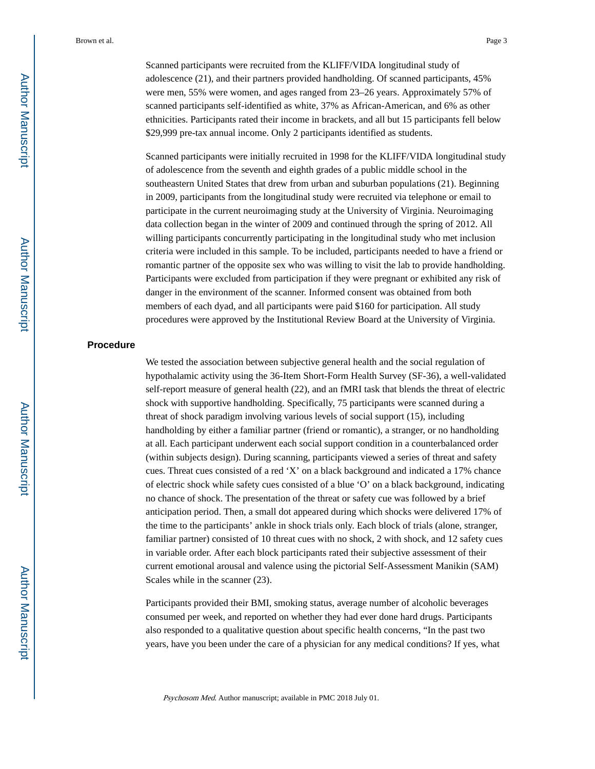Scanned participants were recruited from the KLIFF/VIDA longitudinal study of adolescence (21), and their partners provided handholding. Of scanned participants, 45% were men, 55% were women, and ages ranged from 23–26 years. Approximately 57% of scanned participants self-identified as white, 37% as African-American, and 6% as other ethnicities. Participants rated their income in brackets, and all but 15 participants fell below $29,999 pre-tax annual income. Only 2 participants identified as students.

Scanned participants were initially recruited in 1998 for the KLIFF/VIDA longitudinal study of adolescence from the seventh and eighth grades of a public middle school in the southeastern United States that drew from urban and suburban populations (21). Beginning in 2009, participants from the longitudinal study were recruited via telephone or email to participate in the current neuroimaging study at the University of Virginia. Neuroimaging data collection began in the winter of 2009 and continued through the spring of 2012. All willing participants concurrently participating in the longitudinal study who met inclusion criteria were included in this sample. To be included, participants needed to have a friend or romantic partner of the opposite sex who was willing to visit the lab to provide handholding. Participants were excluded from participation if they were pregnant or exhibited any risk of danger in the environment of the scanner. Informed consent was obtained from both members of each dyad, and all participants were paid $160 for participation. All study procedures were approved by the Institutional Review Board at the University of Virginia.

## Procedure

We tested the association between subjective general health and the social regulation of hypothalamic activity using the 36-Item Short-Form Health Survey (SF-36), a well-validated self-report measure of general health (22), and an fMRI task that blends the threat of electric shock with supportive handholding. Specifically, 75 participants were scanned during a threat of shock paradigm involving various levels of social support (15), including handholding by either a familiar partner (friend or romantic), a stranger, or no handholding at all. Each participant underwent each social support condition in a counterbalanced order (within subjects design). During scanning, participants viewed a series of threat and safety cues. Threat cues consisted of a red 'X' on a black background and indicated a 17% chance of electric shock while safety cues consisted of a blue 'O' on a black background, indicating no chance of shock. The presentation of the threat or safety cue was followed by a brief anticipation period. Then, a small dot appeared during which shocks were delivered 17% of the time to the participants' ankle in shock trials only. Each block of trials (alone, stranger, familiar partner) consisted of 10 threat cues with no shock, 2 with shock, and 12 safety cues in variable order. After each block participants rated their subjective assessment of their current emotional arousal and valence using the pictorial Self-Assessment Manikin (SAM) Scales while in the scanner (23).

Participants provided their BMI, smoking status, average number of alcoholic beverages consumed per week, and reported on whether they had ever done hard drugs. Participants also responded to a qualitative question about specific health concerns, "In the past two years, have you been under the care of a physician for any medical conditions? If yes, what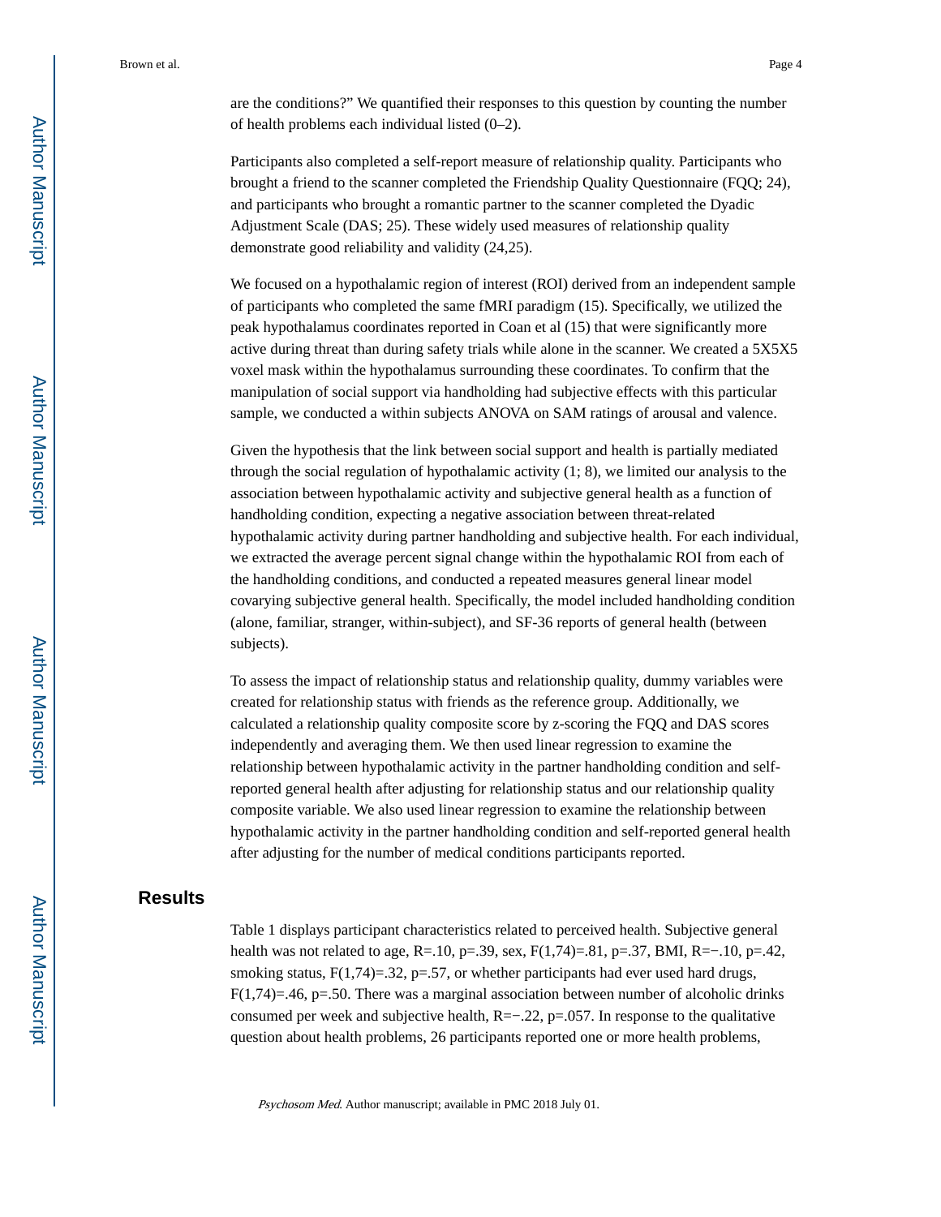are the conditions?" We quantified their responses to this question by counting the number of health problems each individual listed (0–2).

Participants also completed a self-report measure of relationship quality. Participants who brought a friend to the scanner completed the Friendship Quality Questionnaire (FQQ; 24), and participants who brought a romantic partner to the scanner completed the Dyadic Adjustment Scale (DAS; 25). These widely used measures of relationship quality demonstrate good reliability and validity (24,25).

We focused on a hypothalamic region of interest (ROI) derived from an independent sample of participants who completed the same fMRI paradigm (15). Specifically, we utilized the peak hypothalamus coordinates reported in Coan et al (15) that were significantly more active during threat than during safety trials while alone in the scanner. We created a 5X5X5 voxel mask within the hypothalamus surrounding these coordinates. To confirm that the manipulation of social support via handholding had subjective effects with this particular sample, we conducted a within subjects ANOVA on SAM ratings of arousal and valence.

Given the hypothesis that the link between social support and health is partially mediated through the social regulation of hypothalamic activity (1; 8), we limited our analysis to the association between hypothalamic activity and subjective general health as a function of handholding condition, expecting a negative association between threat-related hypothalamic activity during partner handholding and subjective health. For each individual, we extracted the average percent signal change within the hypothalamic ROI from each of the handholding conditions, and conducted a repeated measures general linear model covarying subjective general health. Specifically, the model included handholding condition (alone, familiar, stranger, within-subject), and SF-36 reports of general health (between subjects).

To assess the impact of relationship status and relationship quality, dummy variables were created for relationship status with friends as the reference group. Additionally, we calculated a relationship quality composite score by z-scoring the FQQ and DAS scores independently and averaging them. We then used linear regression to examine the relationship between hypothalamic activity in the partner handholding condition and self-reported general health after adjusting for relationship status and our relationship quality composite variable. We also used linear regression to examine the relationship between hypothalamic activity in the partner handholding condition and self-reported general health after adjusting for the number of medical conditions participants reported.

## Results

Table 1 displays participant characteristics related to perceived health. Subjective general health was not related to age, $R=.10$, $p=.39$, sex, $F(1,74)=.81$, $p=.37$, BMI, $R=-.10$, $p=.42$, smoking status, $F(1,74)=.32$, $p=.57$, or whether participants had ever used hard drugs, $F(1,74)=.46$, $p=.50$. There was a marginal association between number of alcoholic drinks consumed per week and subjective health, $R=-.22$, $p=.057$. In response to the qualitative question about health problems, 26 participants reported one or more health problems,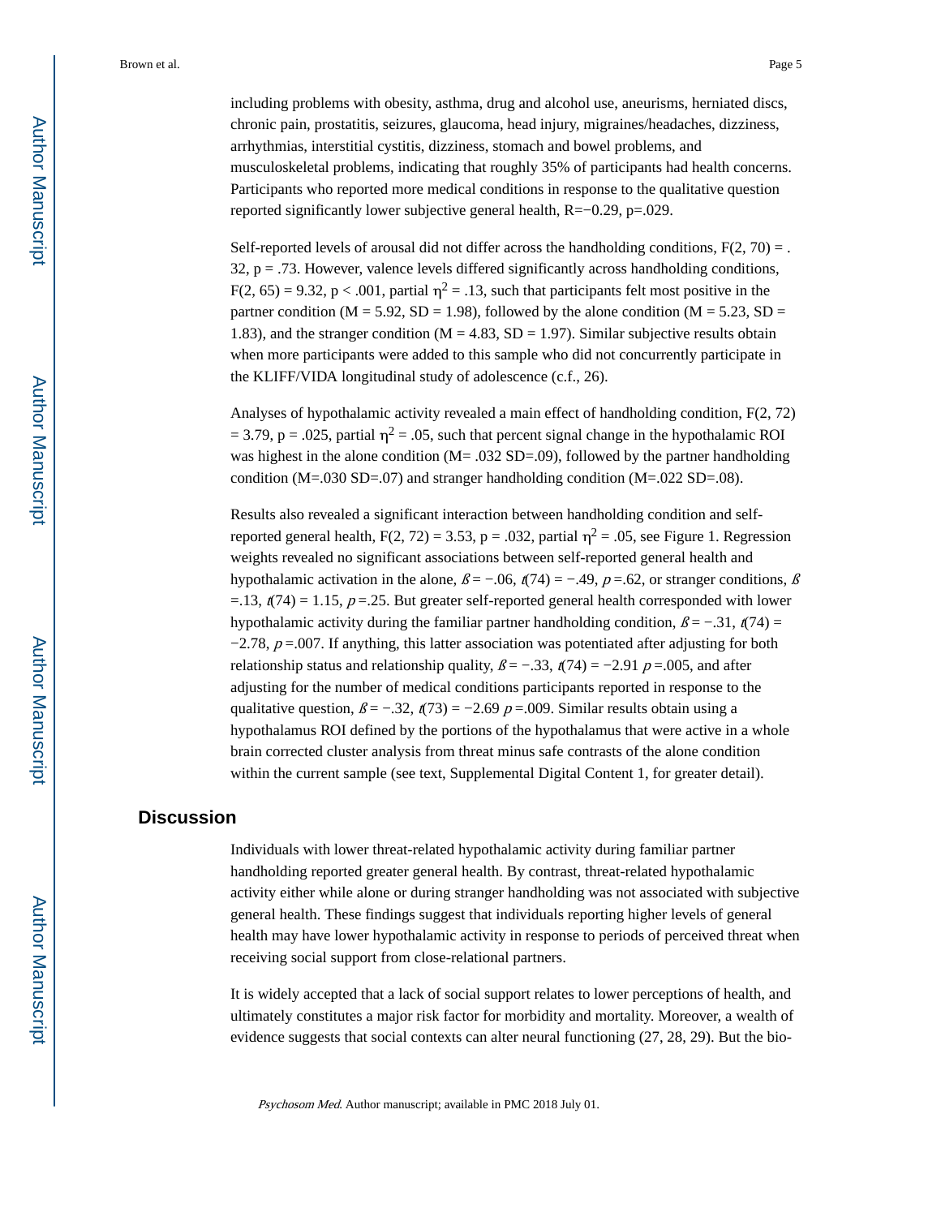including problems with obesity, asthma, drug and alcohol use, aneurisms, herniated discs, chronic pain, prostatitis, seizures, glaucoma, head injury, migraines/headaches, dizziness, arrhythmias, interstitial cystitis, dizziness, stomach and bowel problems, and musculoskeletal problems, indicating that roughly 35% of participants had health concerns. Participants who reported more medical conditions in response to the qualitative question reported significantly lower subjective general health, $R=-0.29$, $p=.029$.

Self-reported levels of arousal did not differ across the handholding conditions, $F(2, 70) = .32$, $p = .73$. However, valence levels differed significantly across handholding conditions, $F(2, 65) = 9.32$, $p < .001$, partial $\eta^2 = .13$, such that participants felt most positive in the partner condition ($M = 5.92$, $SD = 1.98$), followed by the alone condition ($M = 5.23$, $SD = 1.83$), and the stranger condition ($M = 4.83$, $SD = 1.97$). Similar subjective results obtain when more participants were added to this sample who did not concurrently participate in the KLIFF/VIDA longitudinal study of adolescence (c.f., 26).

Analyses of hypothalamic activity revealed a main effect of handholding condition, $F(2, 72) = 3.79$, $p = .025$, partial $\eta^2 = .05$, such that percent signal change in the hypothalamic ROI was highest in the alone condition ($M= .032$ $SD=.09$), followed by the partner handholding condition ($M=.030$ $SD=.07$) and stranger handholding condition ($M=.022$ $SD=.08$).

Results also revealed a significant interaction between handholding condition and self-reported general health, $F(2, 72) = 3.53$, $p = .032$, partial $\eta^2 = .05$, see Figure 1. Regression weights revealed no significant associations between self-reported general health and hypothalamic activation in the alone, $\beta = -.06$, $t(74) = -.49$, $p =.62$, or stranger conditions, $\beta =.13$, $t(74) = 1.15$, $p =.25$. But greater self-reported general health corresponded with lower hypothalamic activity during the familiar partner handholding condition, $\beta = -.31$, $t(74) = -2.78$, $p =.007$. If anything, this latter association was potentiated after adjusting for both relationship status and relationship quality, $\beta = -.33$, $t(74) = -2.91$ $p =.005$, and after adjusting for the number of medical conditions participants reported in response to the qualitative question, $\beta = -.32$, $t(73) = -2.69$ $p =.009$. Similar results obtain using a hypothalamus ROI defined by the portions of the hypothalamus that were active in a whole brain corrected cluster analysis from threat minus safe contrasts of the alone condition within the current sample (see text, Supplemental Digital Content 1, for greater detail).

## Discussion

Individuals with lower threat-related hypothalamic activity during familiar partner handholding reported greater general health. By contrast, threat-related hypothalamic activity either while alone or during stranger handholding was not associated with subjective general health. These findings suggest that individuals reporting higher levels of general health may have lower hypothalamic activity in response to periods of perceived threat when receiving social support from close-relational partners.

It is widely accepted that a lack of social support relates to lower perceptions of health, and ultimately constitutes a major risk factor for morbidity and mortality. Moreover, a wealth of evidence suggests that social contexts can alter neural functioning (27, 28, 29). But the bio-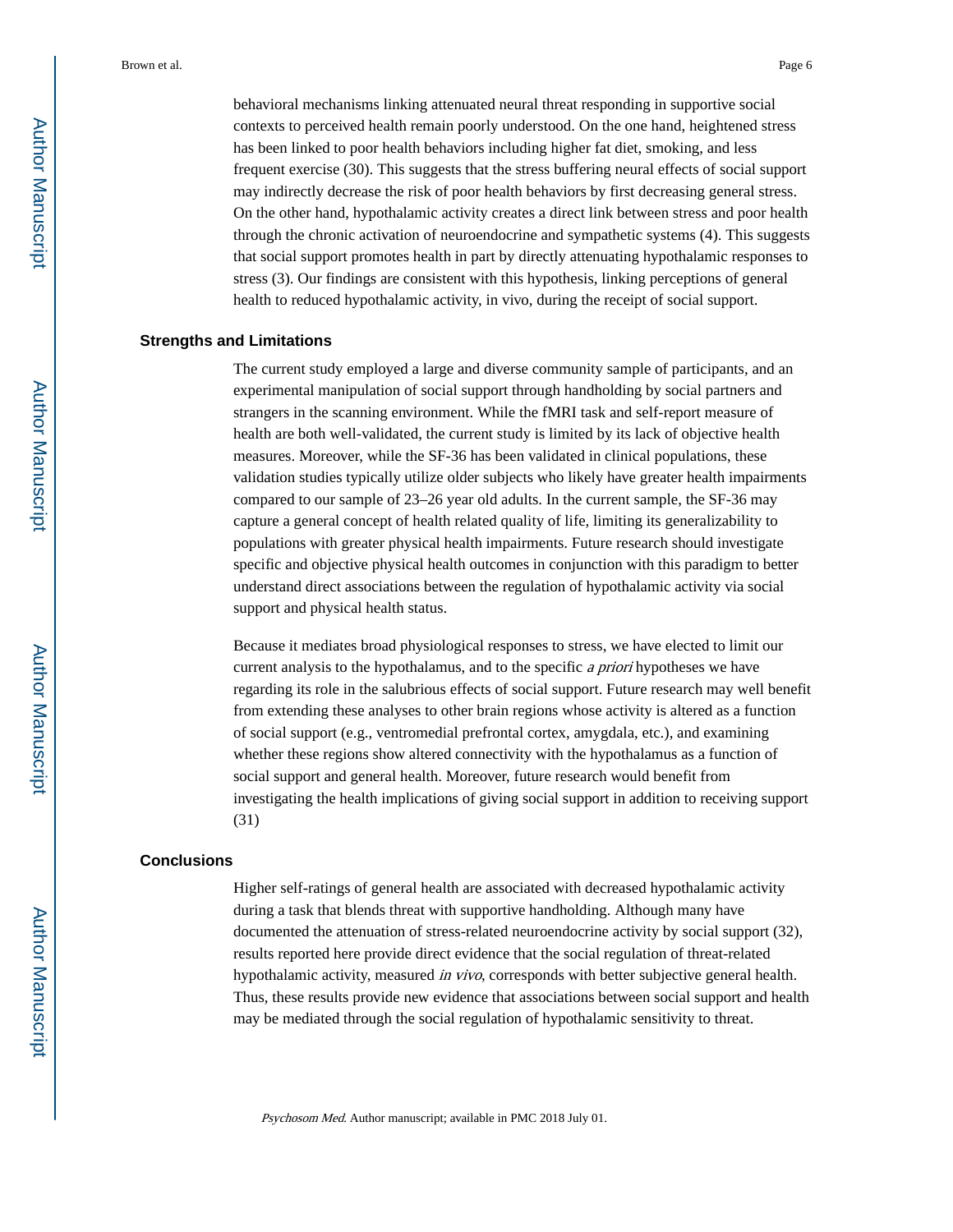behavioral mechanisms linking attenuated neural threat responding in supportive social contexts to perceived health remain poorly understood. On the one hand, heightened stress has been linked to poor health behaviors including higher fat diet, smoking, and less frequent exercise (30). This suggests that the stress buffering neural effects of social support may indirectly decrease the risk of poor health behaviors by first decreasing general stress. On the other hand, hypothalamic activity creates a direct link between stress and poor health through the chronic activation of neuroendocrine and sympathetic systems (4). This suggests that social support promotes health in part by directly attenuating hypothalamic responses to stress (3). Our findings are consistent with this hypothesis, linking perceptions of general health to reduced hypothalamic activity, in vivo, during the receipt of social support.

## Strengths and Limitations

The current study employed a large and diverse community sample of participants, and an experimental manipulation of social support through handholding by social partners and strangers in the scanning environment. While the fMRI task and self-report measure of health are both well-validated, the current study is limited by its lack of objective health measures. Moreover, while the SF-36 has been validated in clinical populations, these validation studies typically utilize older subjects who likely have greater health impairments compared to our sample of 23–26 year old adults. In the current sample, the SF-36 may capture a general concept of health related quality of life, limiting its generalizability to populations with greater physical health impairments. Future research should investigate specific and objective physical health outcomes in conjunction with this paradigm to better understand direct associations between the regulation of hypothalamic activity via social support and physical health status.

Because it mediates broad physiological responses to stress, we have elected to limit our current analysis to the hypothalamus, and to the specific *a priori* hypotheses we have regarding its role in the salubrious effects of social support. Future research may well benefit from extending these analyses to other brain regions whose activity is altered as a function of social support (e.g., ventromedial prefrontal cortex, amygdala, etc.), and examining whether these regions show altered connectivity with the hypothalamus as a function of social support and general health. Moreover, future research would benefit from investigating the health implications of giving social support in addition to receiving support (31)

## Conclusions

Higher self-ratings of general health are associated with decreased hypothalamic activity during a task that blends threat with supportive handholding. Although many have documented the attenuation of stress-related neuroendocrine activity by social support (32), results reported here provide direct evidence that the social regulation of threat-related hypothalamic activity, measured *in vivo*, corresponds with better subjective general health. Thus, these results provide new evidence that associations between social support and health may be mediated through the social regulation of hypothalamic sensitivity to threat.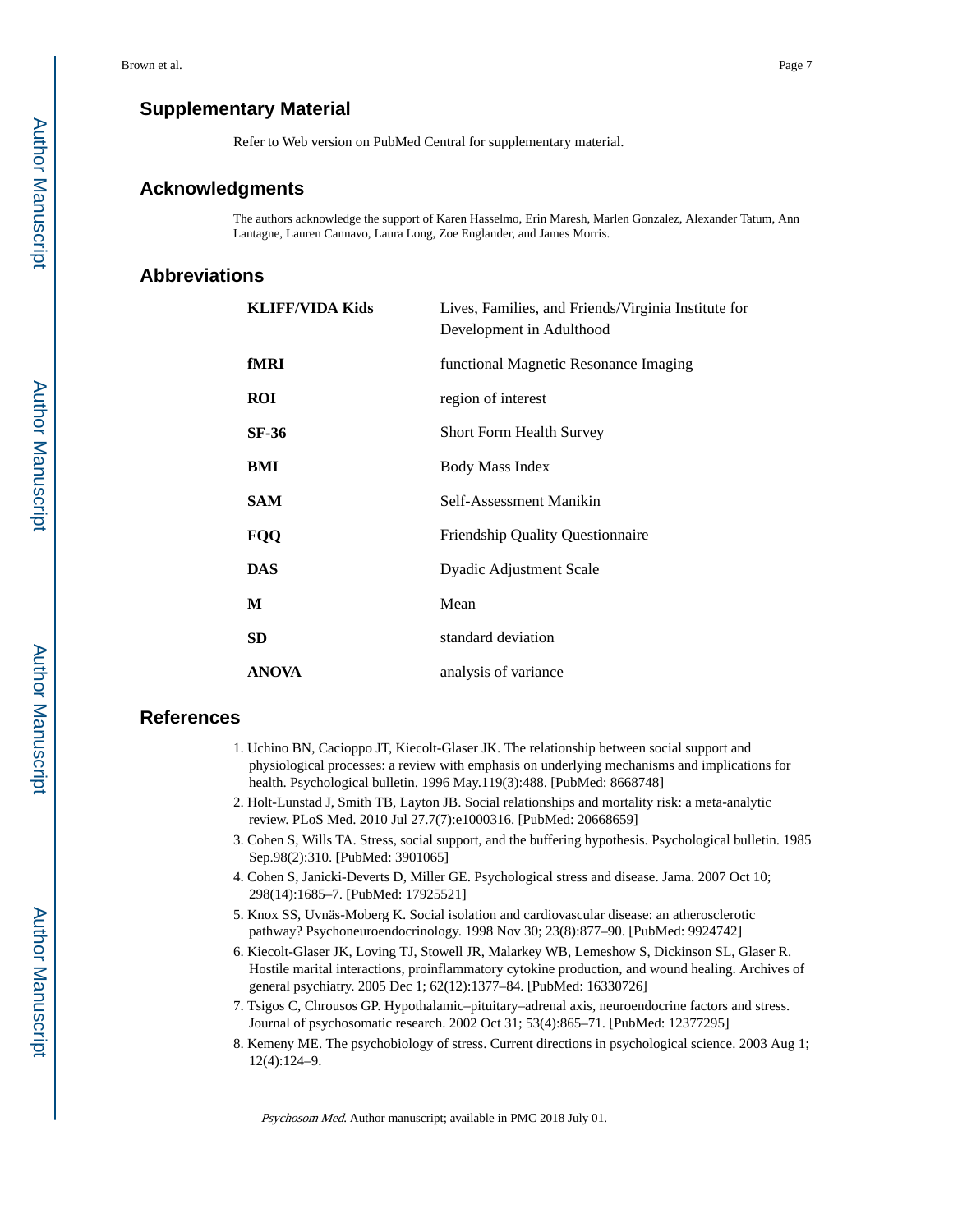## Supplementary Material

Refer to Web version on PubMed Central for supplementary material.

## Acknowledgments

The authors acknowledge the support of Karen Hasselmo, Erin Maresh, Marlen Gonzalez, Alexander Tatum, Ann Lantagne, Lauren Cannavo, Laura Long, Zoe Englander, and James Morris.

## Abbreviations

| | |
|---|---|
| **KLIFF/VIDA Kids** | Lives, Families, and Friends/Virginia Institute for Development in Adulthood |
| **fMRI** | functional Magnetic Resonance Imaging |
| **ROI** | region of interest |
| **SF-36** | Short Form Health Survey |
| **BMI** | Body Mass Index |
| **SAM** | Self-Assessment Manikin |
| **FQQ** | Friendship Quality Questionnaire |
| **DAS** | Dyadic Adjustment Scale |
| **M** | Mean |
| **SD** | standard deviation |
| **ANOVA** | analysis of variance |

## References

1. Uchino BN, Cacioppo JT, Kiecolt-Glaser JK. The relationship between social support and physiological processes: a review with emphasis on underlying mechanisms and implications for health. Psychological bulletin. 1996 May.119(3):488. [PubMed: 8668748]
2. Holt-Lunstad J, Smith TB, Layton JB. Social relationships and mortality risk: a meta-analytic review. PLoS Med. 2010 Jul 27.7(7):e1000316. [PubMed: 20668659]
3. Cohen S, Wills TA. Stress, social support, and the buffering hypothesis. Psychological bulletin. 1985 Sep.98(2):310. [PubMed: 3901065]
4. Cohen S, Janicki-Deverts D, Miller GE. Psychological stress and disease. Jama. 2007 Oct 10; 298(14):1685–7. [PubMed: 17925521]
5. Knox SS, Uvnäs-Moberg K. Social isolation and cardiovascular disease: an atherosclerotic pathway? Psychoneuroendocrinology. 1998 Nov 30; 23(8):877–90. [PubMed: 9924742]
6. Kiecolt-Glaser JK, Loving TJ, Stowell JR, Malarkey WB, Lemeshow S, Dickinson SL, Glaser R. Hostile marital interactions, proinflammatory cytokine production, and wound healing. Archives of general psychiatry. 2005 Dec 1; 62(12):1377–84. [PubMed: 16330726]
7. Tsigos C, Chrousos GP. Hypothalamic–pituitary–adrenal axis, neuroendocrine factors and stress. Journal of psychosomatic research. 2002 Oct 31; 53(4):865–71. [PubMed: 12377295]
8. Kemeny ME. The psychobiology of stress. Current directions in psychological science. 2003 Aug 1; 12(4):124–9.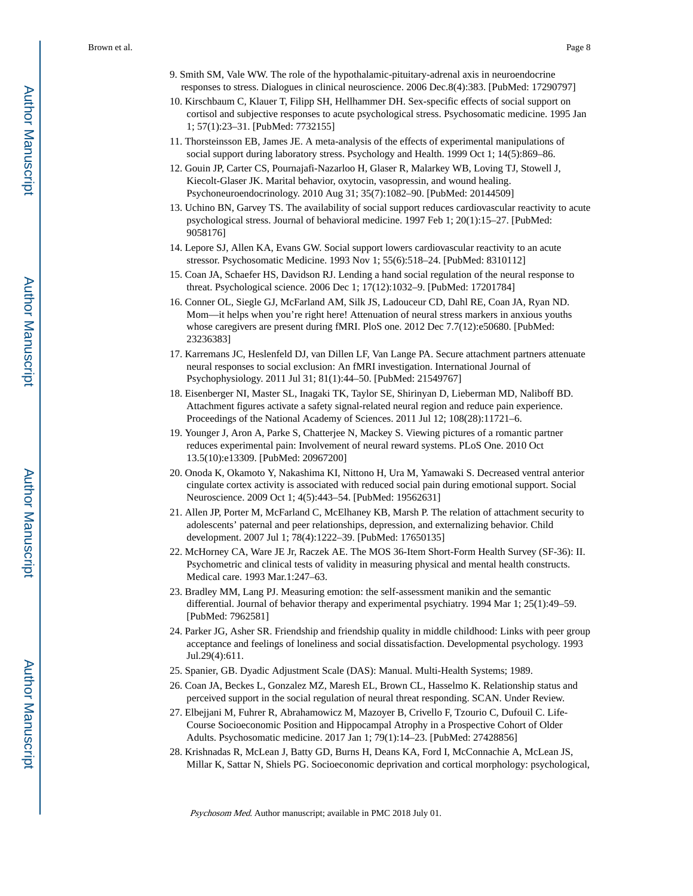9. Smith SM, Vale WW. The role of the hypothalamic-pituitary-adrenal axis in neuroendocrine responses to stress. Dialogues in clinical neuroscience. 2006 Dec.8(4):383. [PubMed: 17290797]
10. Kirschbaum C, Klauer T, Filipp SH, Hellhammer DH. Sex-specific effects of social support on cortisol and subjective responses to acute psychological stress. Psychosomatic medicine. 1995 Jan 1; 57(1):23–31. [PubMed: 7732155]
11. Thorsteinsson EB, James JE. A meta-analysis of the effects of experimental manipulations of social support during laboratory stress. Psychology and Health. 1999 Oct 1; 14(5):869–86.
12. Gouin JP, Carter CS, Pournajafi-Nazarloo H, Glaser R, Malarkey WB, Loving TJ, Stowell J, Kiecolt-Glaser JK. Marital behavior, oxytocin, vasopressin, and wound healing. Psychoneuroendocrinology. 2010 Aug 31; 35(7):1082–90. [PubMed: 20144509]
13. Uchino BN, Garvey TS. The availability of social support reduces cardiovascular reactivity to acute psychological stress. Journal of behavioral medicine. 1997 Feb 1; 20(1):15–27. [PubMed: 9058176]
14. Lepore SJ, Allen KA, Evans GW. Social support lowers cardiovascular reactivity to an acute stressor. Psychosomatic Medicine. 1993 Nov 1; 55(6):518–24. [PubMed: 8310112]
15. Coan JA, Schaefer HS, Davidson RJ. Lending a hand social regulation of the neural response to threat. Psychological science. 2006 Dec 1; 17(12):1032–9. [PubMed: 17201784]
16. Conner OL, Siegle GJ, McFarland AM, Silk JS, Ladouceur CD, Dahl RE, Coan JA, Ryan ND. Mom—it helps when you're right here! Attenuation of neural stress markers in anxious youths whose caregivers are present during fMRI. PloS one. 2012 Dec 7.7(12):e50680. [PubMed: 23236383]
17. Karremans JC, Heslenfeld DJ, van Dillen LF, Van Lange PA. Secure attachment partners attenuate neural responses to social exclusion: An fMRI investigation. International Journal of Psychophysiology. 2011 Jul 31; 81(1):44–50. [PubMed: 21549767]
18. Eisenberger NI, Master SL, Inagaki TK, Taylor SE, Shirinyan D, Lieberman MD, Naliboff BD. Attachment figures activate a safety signal-related neural region and reduce pain experience. Proceedings of the National Academy of Sciences. 2011 Jul 12; 108(28):11721–6.
19. Younger J, Aron A, Parke S, Chatterjee N, Mackey S. Viewing pictures of a romantic partner reduces experimental pain: Involvement of neural reward systems. PLoS One. 2010 Oct 13.5(10):e13309. [PubMed: 20967200]
20. Onoda K, Okamoto Y, Nakashima KI, Nittono H, Ura M, Yamawaki S. Decreased ventral anterior cingulate cortex activity is associated with reduced social pain during emotional support. Social Neuroscience. 2009 Oct 1; 4(5):443–54. [PubMed: 19562631]
21. Allen JP, Porter M, McFarland C, McElhaney KB, Marsh P. The relation of attachment security to adolescents' paternal and peer relationships, depression, and externalizing behavior. Child development. 2007 Jul 1; 78(4):1222–39. [PubMed: 17650135]
22. McHorney CA, Ware JE Jr, Raczek AE. The MOS 36-Item Short-Form Health Survey (SF-36): II. Psychometric and clinical tests of validity in measuring physical and mental health constructs. Medical care. 1993 Mar.1:247–63.
23. Bradley MM, Lang PJ. Measuring emotion: the self-assessment manikin and the semantic differential. Journal of behavior therapy and experimental psychiatry. 1994 Mar 1; 25(1):49–59. [PubMed: 7962581]
24. Parker JG, Asher SR. Friendship and friendship quality in middle childhood: Links with peer group acceptance and feelings of loneliness and social dissatisfaction. Developmental psychology. 1993 Jul.29(4):611.
25. Spanier, GB. Dyadic Adjustment Scale (DAS): Manual. Multi-Health Systems; 1989.
26. Coan JA, Beckes L, Gonzalez MZ, Maresh EL, Brown CL, Hasselmo K. Relationship status and perceived support in the social regulation of neural threat responding. SCAN. Under Review.
27. Elbejjani M, Fuhrer R, Abrahamowicz M, Mazoyer B, Crivello F, Tzourio C, Dufouil C. Life-Course Socioeconomic Position and Hippocampal Atrophy in a Prospective Cohort of Older Adults. Psychosomatic medicine. 2017 Jan 1; 79(1):14–23. [PubMed: 27428856]
28. Krishnadas R, McLean J, Batty GD, Burns H, Deans KA, Ford I, McConnachie A, McLean JS, Millar K, Sattar N, Shiels PG. Socioeconomic deprivation and cortical morphology: psychological,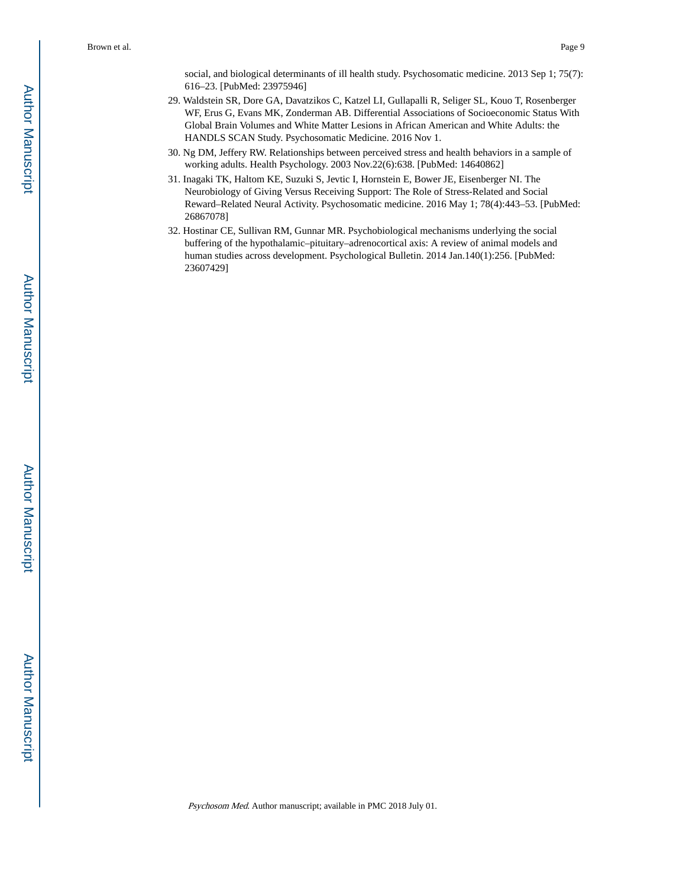social, and biological determinants of ill health study. Psychosomatic medicine. 2013 Sep 1; 75(7): 616–23. [PubMed: 23975946]

29. Waldstein SR, Dore GA, Davatzikos C, Katzel LI, Gullapalli R, Seliger SL, Kouo T, Rosenberger WF, Erus G, Evans MK, Zonderman AB. Differential Associations of Socioeconomic Status With Global Brain Volumes and White Matter Lesions in African American and White Adults: the HANDLS SCAN Study. Psychosomatic Medicine. 2016 Nov 1.
30. Ng DM, Jeffery RW. Relationships between perceived stress and health behaviors in a sample of working adults. Health Psychology. 2003 Nov.22(6):638. [PubMed: 14640862]
31. Inagaki TK, Haltom KE, Suzuki S, Jevtic I, Hornstein E, Bower JE, Eisenberger NI. The Neurobiology of Giving Versus Receiving Support: The Role of Stress-Related and Social Reward–Related Neural Activity. Psychosomatic medicine. 2016 May 1; 78(4):443–53. [PubMed: 26867078]
32. Hostinar CE, Sullivan RM, Gunnar MR. Psychobiological mechanisms underlying the social buffering of the hypothalamic–pituitary–adrenocortical axis: A review of animal models and human studies across development. Psychological Bulletin. 2014 Jan.140(1):256. [PubMed: 23607429]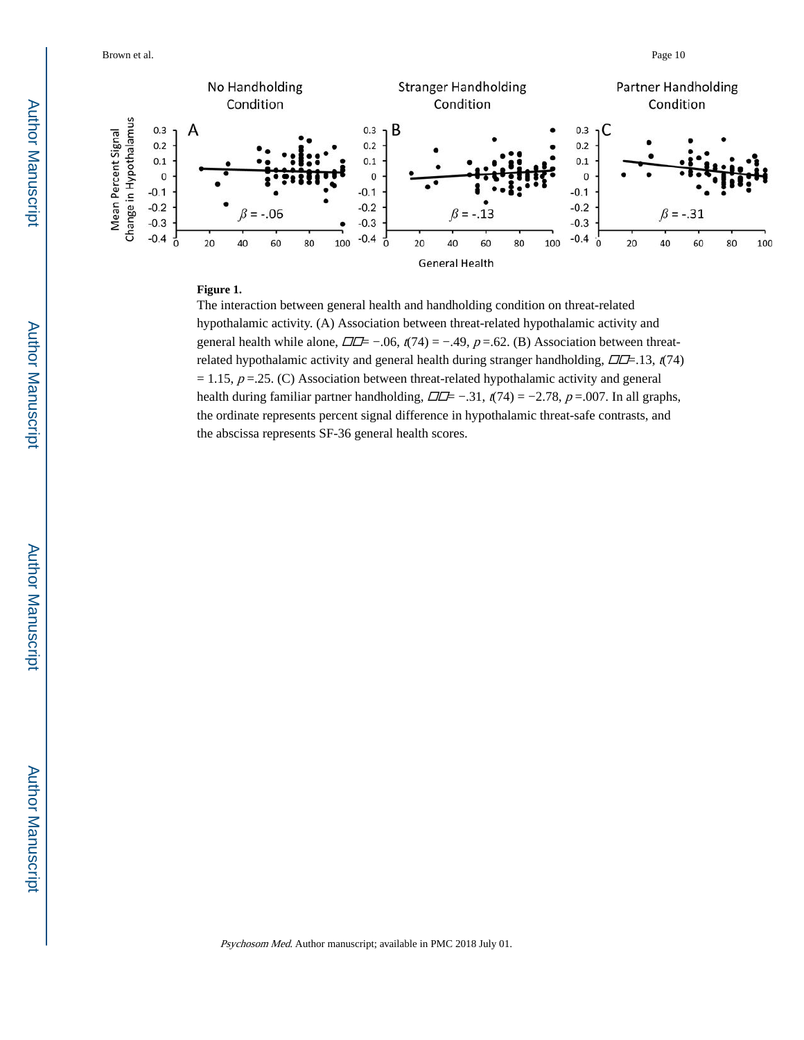**Figure 1.**

The interaction between general health and handholding condition on threat-related hypothalamic activity. (A) Association between threat-related hypothalamic activity and general health while alone, $\beta$ = −.06, $t(74) = -.49$, $p = .62$. (B) Association between threat-related hypothalamic activity and general health during stranger handholding, $\beta$ =.13, $t(74) = 1.15$, $p = .25$. (C) Association between threat-related hypothalamic activity and general health during familiar partner handholding, $\beta$ = −.31, $t(74) = -2.78$, $p = .007$. In all graphs, the ordinate represents percent signal difference in hypothalamic threat-safe contrasts, and the abscissa represents SF-36 general health scores.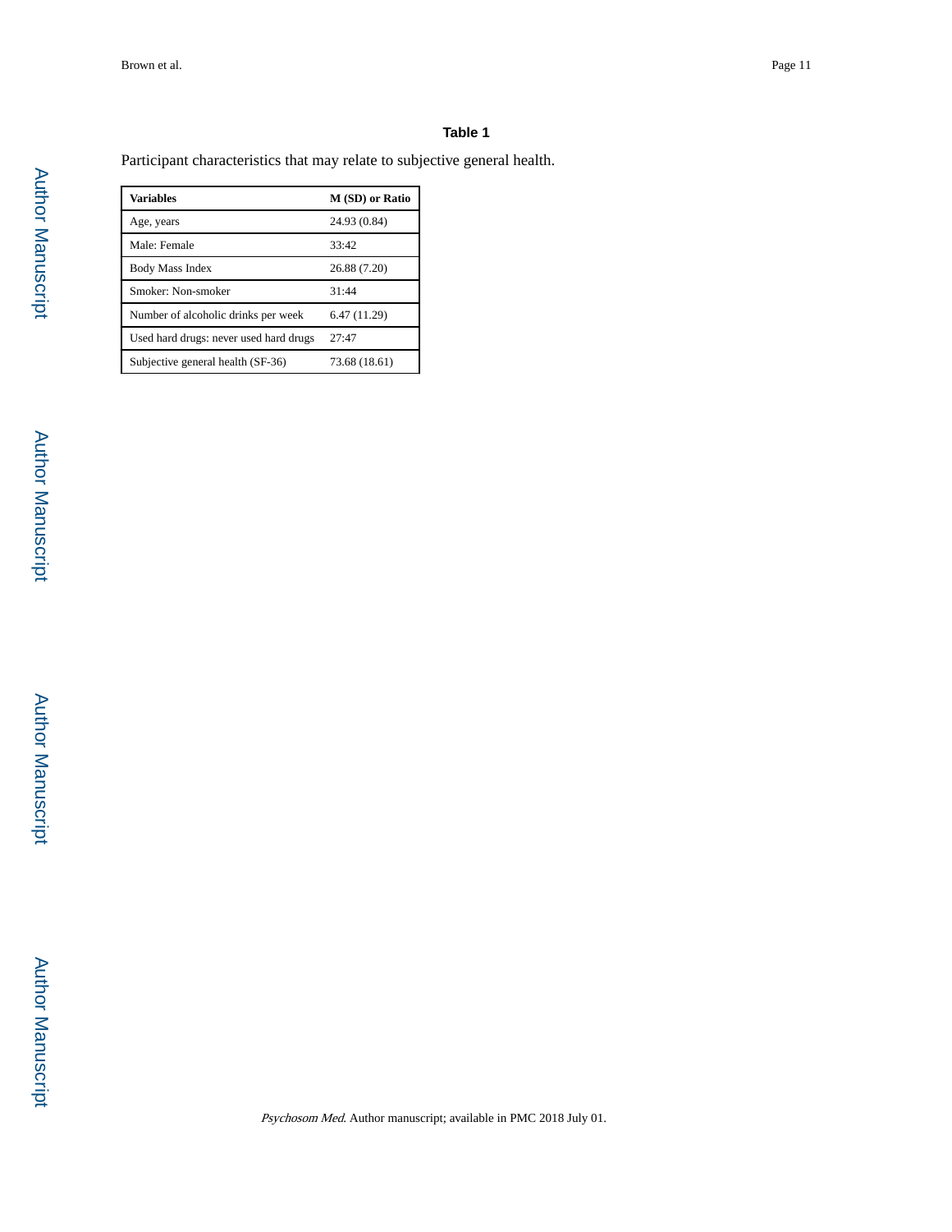## Table 1

Participant characteristics that may relate to subjective general health.

| Variables | M (SD) or Ratio |
| --- | --- |
| Age, years | 24.93 (0.84) |
| Male: Female | 33:42 |
| Body Mass Index | 26.88 (7.20) |
| Smoker: Non-smoker | 31:44 |
| Number of alcoholic drinks per week | 6.47 (11.29) |
| Used hard drugs: never used hard drugs | 27:47 |
| Subjective general health (SF-36) | 73.68 (18.61) |